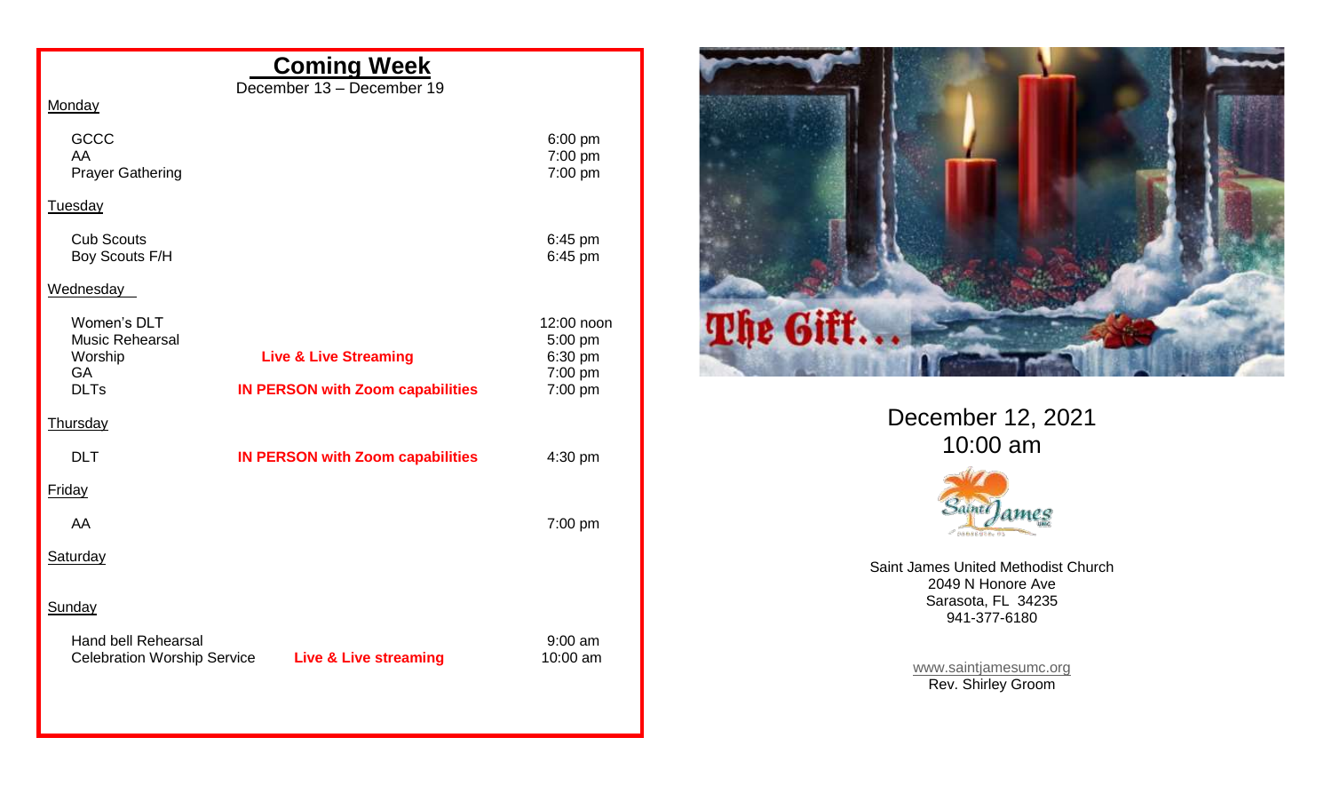## Coming Week

December 13 – December 19

**Monday**

| | | |
|---|---|---|
| GCCC | | 6:00 pm |
| AA | | 7:00 pm |
| Prayer Gathering | | 7:00 pm |

**Tuesday**

| | | |
|---|---|---|
| Cub Scouts | | 6:45 pm |
| Boy Scouts F/H | | 6:45 pm |

**Wednesday**

| | | |
|---|---|---|
| Women's DLT | | 12:00 noon |
| Music Rehearsal | | 5:00 pm |
| Worship | **Live & Live Streaming** | 6:30 pm |
| GA | | 7:00 pm |
| DLTs | **IN PERSON with Zoom capabilities** | 7:00 pm |

**Thursday**

| | | |
|---|---|---|
| DLT | **IN PERSON with Zoom capabilities** | 4:30 pm |

**Friday**

| | | |
|---|---|---|
| AA | | 7:00 pm |

**Saturday**

**Sunday**

| | | |
|---|---|---|
| Hand bell Rehearsal | | 9:00 am |
| Celebration Worship Service | **Live & Live streaming** | 10:00 am |

# The Gift...

December 12, 2021
10:00 am

Saint James

Saint James United Methodist Church
2049 N Honore Ave
Sarasota, FL 34235
941-377-6180

www.saintjamesumc.org
Rev. Shirley Groom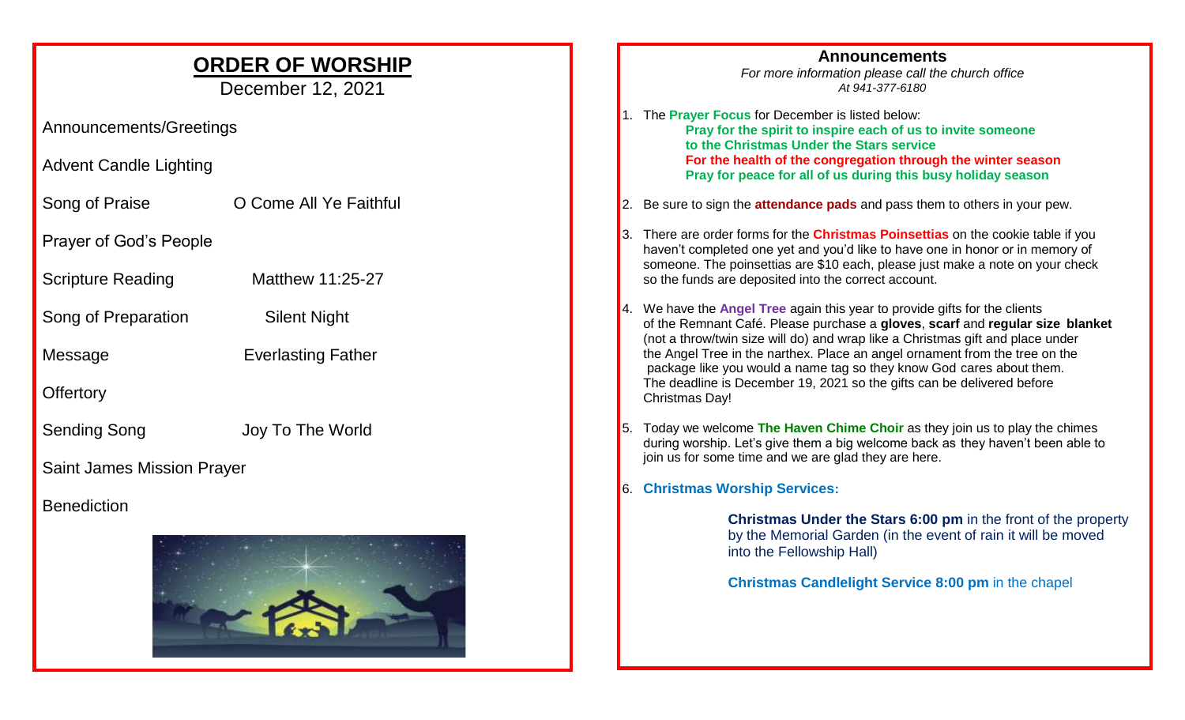# ORDER OF WORSHIP

December 12, 2021

Announcements/Greetings

Advent Candle Lighting

Song of Praise O Come All Ye Faithful

Prayer of God's People

Scripture Reading Matthew 11:25-27

Song of Preparation Silent Night

Message Everlasting Father

Offertory

Sending Song Joy To The World

Saint James Mission Prayer

Benediction

## Announcements

*For more information please call the church office*
*At 941-377-6180*

1. The **Prayer Focus** for December is listed below:
   **Pray for the spirit to inspire each of us to invite someone to the Christmas Under the Stars service**
   **For the health of the congregation through the winter season**
   **Pray for peace for all of us during this busy holiday season**

2. Be sure to sign the **attendance pads** and pass them to others in your pew.

3. There are order forms for the **Christmas Poinsettias** on the cookie table if you haven't completed one yet and you'd like to have one in honor or in memory of someone. The poinsettias are $10 each, please just make a note on your check so the funds are deposited into the correct account.

4. We have the **Angel Tree** again this year to provide gifts for the clients of the Remnant Café. Please purchase a **gloves**, **scarf** and **regular size blanket** (not a throw/twin size will do) and wrap like a Christmas gift and place under the Angel Tree in the narthex. Place an angel ornament from the tree on the package like you would a name tag so they know God cares about them. The deadline is December 19, 2021 so the gifts can be delivered before Christmas Day!

5. Today we welcome **The Haven Chime Choir** as they join us to play the chimes during worship. Let's give them a big welcome back as they haven't been able to join us for some time and we are glad they are here.

6. **Christmas Worship Services:**

   **Christmas Under the Stars 6:00 pm** in the front of the property by the Memorial Garden (in the event of rain it will be moved into the Fellowship Hall)

   **Christmas Candlelight Service 8:00 pm** in the chapel